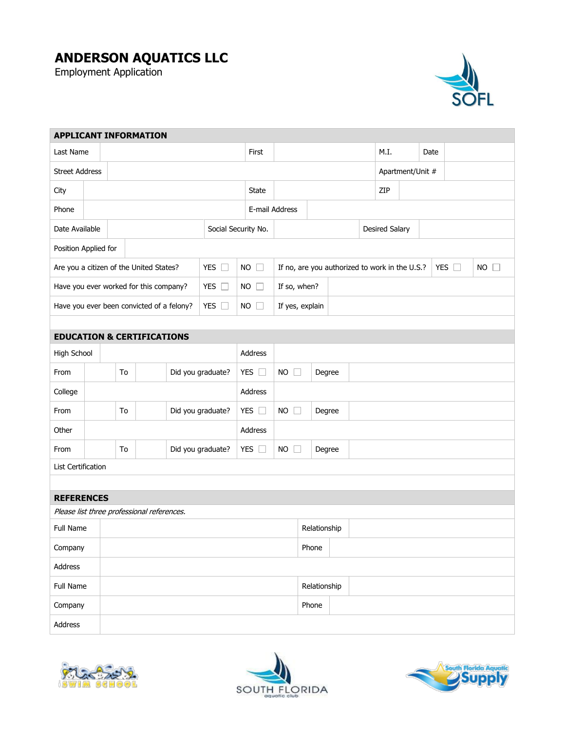# ANDERSON AQUATICS LLC

Employment Application

## APPLICANT INFORMATION

| | | | | | | | |
|---|---|---|---|---|---|---|---|
| Last Name | | First | | M.I. | | Date | |
| Street Address | | | | Apartment/Unit # | | | |
| City | | State | | ZIP | | | |
| Phone | | E-mail Address | | | | | |
| Date Available | | Social Security No. | | Desired Salary | | | |
| Position Applied for | | | | | | | |
| Are you a citizen of the United States? | YES ☐ | NO ☐ | If no, are you authorized to work in the U.S.? | YES ☐ | NO ☐ | | |
| Have you ever worked for this company? | YES ☐ | NO ☐ | If so, when? | | | | |
| Have you ever been convicted of a felony? | YES ☐ | NO ☐ | If yes, explain | | | | |

## EDUCATION & CERTIFICATIONS

| | | | | | | | | |
|---|---|---|---|---|---|---|---|---|
| High School | | | | Address | | | | |
| From | | To | | Did you graduate? | YES ☐ | NO ☐ | Degree | |
| College | | | | Address | | | | |
| From | | To | | Did you graduate? | YES ☐ | NO ☐ | Degree | |
| Other | | | | Address | | | | |
| From | | To | | Did you graduate? | YES ☐ | NO ☐ | Degree | |
| List Certification | | | | | | | | |

## REFERENCES

*Please list three professional references.*

| | | | |
|---|---|---|---|
| Full Name | | Relationship | |
| Company | | Phone | |
| Address | | | |
| Full Name | | Relationship | |
| Company | | Phone | |
| Address | | | |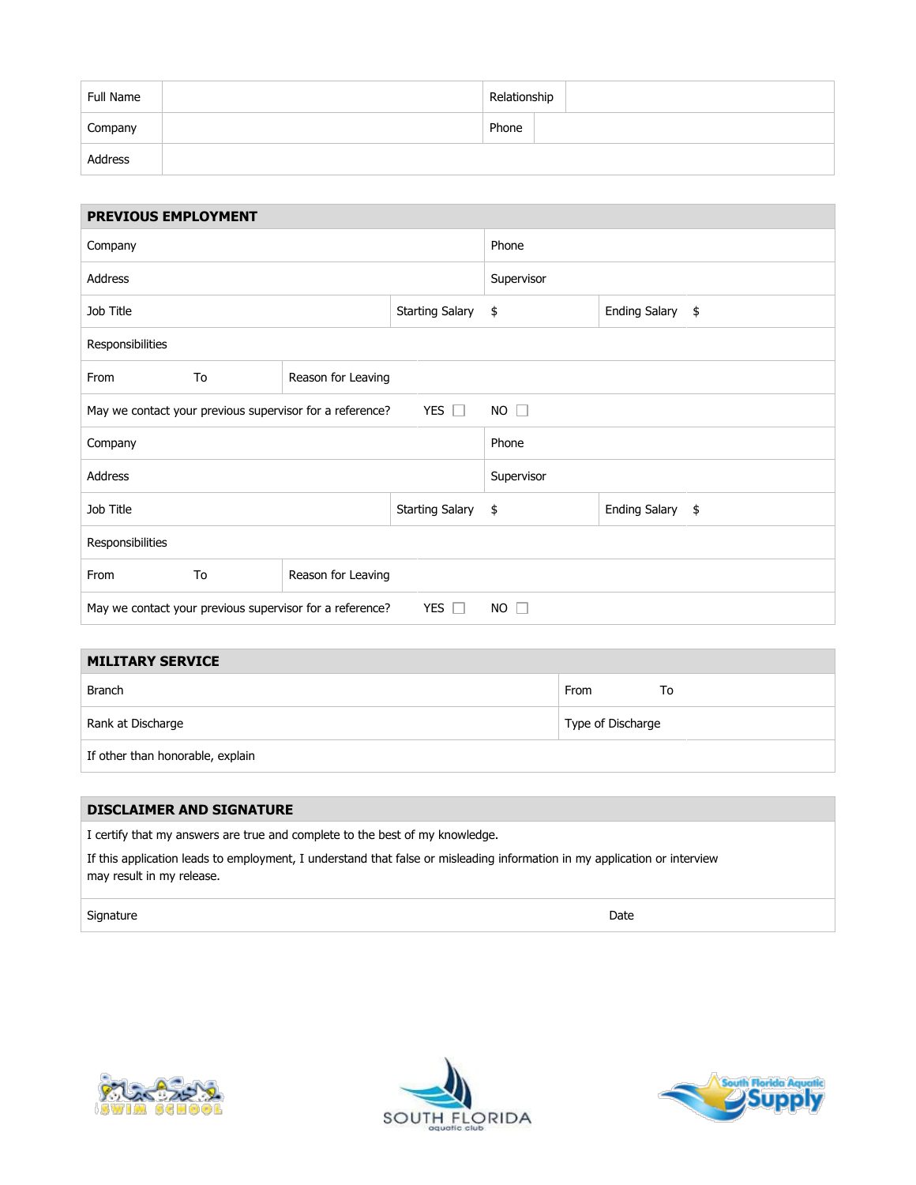| | | | |
|---|---|---|---|
| Full Name | | Relationship | |
| Company | | Phone | |
| Address | | | |

## PREVIOUS EMPLOYMENT

| | | | | |
|---|---|---|---|---|
| Company | | Phone | | |
| Address | | Supervisor | | |
| Job Title | Starting Salary | $ | Ending Salary | $ |
| Responsibilities | | | | |
| From To | Reason for Leaving | | | |
| May we contact your previous supervisor for a reference? | YES ☐ | NO ☐ | | |
| Company | | Phone | | |
| Address | | Supervisor | | |
| Job Title | Starting Salary | $ | Ending Salary | $ |
| Responsibilities | | | | |
| From To | Reason for Leaving | | | |
| May we contact your previous supervisor for a reference? | YES ☐ | NO ☐ | | |

## MILITARY SERVICE

| | |
|---|---|
| Branch | From To |
| Rank at Discharge | Type of Discharge |
| If other than honorable, explain | |

## DISCLAIMER AND SIGNATURE

I certify that my answers are true and complete to the best of my knowledge.

If this application leads to employment, I understand that false or misleading information in my application or interview may result in my release.

| | |
|---|---|
| Signature | Date |

SWIM SCHOOL

SOUTH FLORIDA aquatic club

South Florida Aquatic Supply